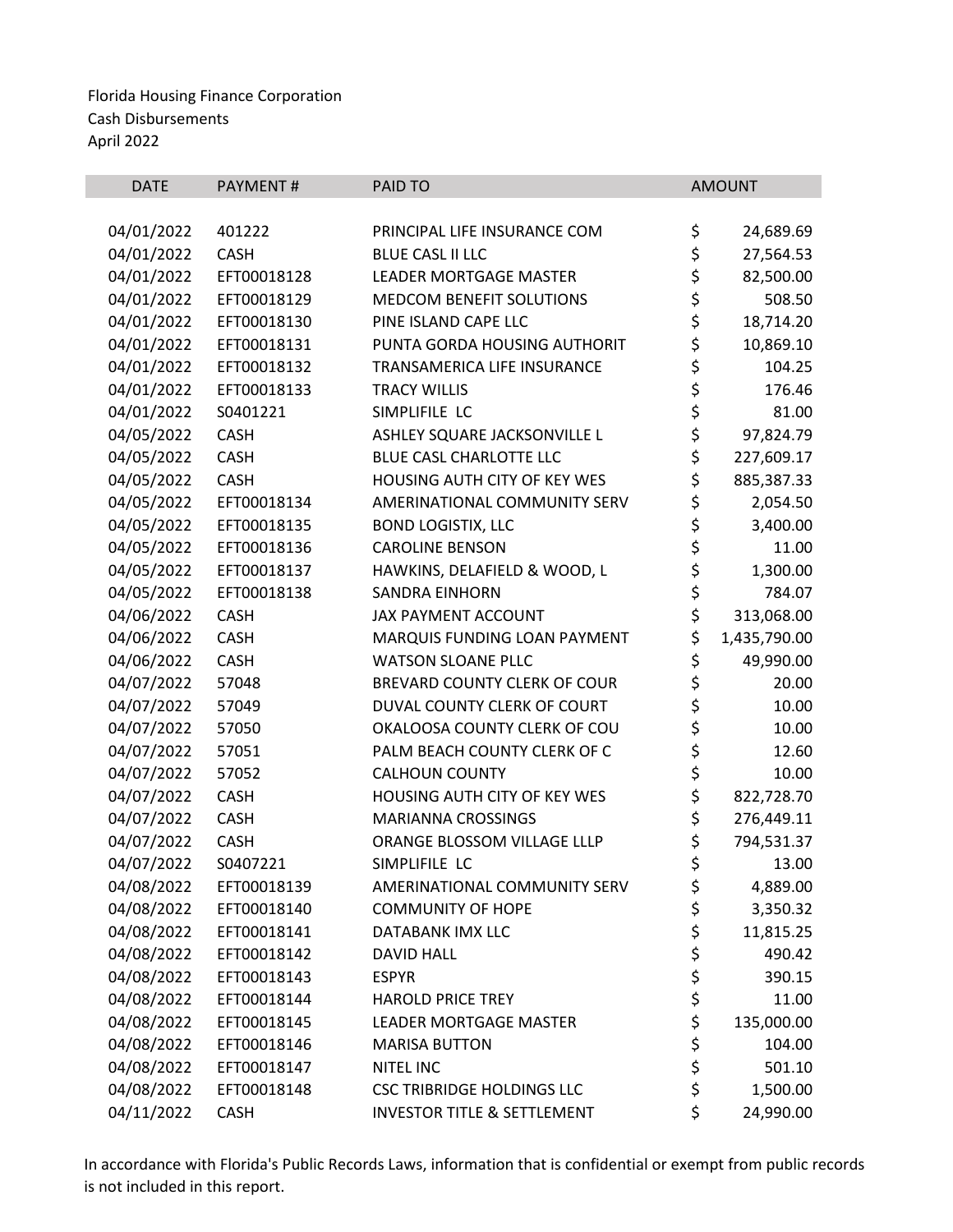Florida Housing Finance Corporation
Cash Disbursements
April 2022

| DATE | PAYMENT # | PAID TO | AMOUNT |
|---|---|---|---|
| 04/01/2022 | 401222 | PRINCIPAL LIFE INSURANCE COM | $ 24,689.69 |
| 04/01/2022 | CASH | BLUE CASL II LLC | $ 27,564.53 |
| 04/01/2022 | EFT00018128 | LEADER MORTGAGE MASTER | $ 82,500.00 |
| 04/01/2022 | EFT00018129 | MEDCOM BENEFIT SOLUTIONS | $ 508.50 |
| 04/01/2022 | EFT00018130 | PINE ISLAND CAPE LLC | $ 18,714.20 |
| 04/01/2022 | EFT00018131 | PUNTA GORDA HOUSING AUTHORIT | $ 10,869.10 |
| 04/01/2022 | EFT00018132 | TRANSAMERICA LIFE INSURANCE | $ 104.25 |
| 04/01/2022 | EFT00018133 | TRACY WILLIS | $ 176.46 |
| 04/01/2022 | S0401221 | SIMPLIFILE LC | $ 81.00 |
| 04/05/2022 | CASH | ASHLEY SQUARE JACKSONVILLE L | $ 97,824.79 |
| 04/05/2022 | CASH | BLUE CASL CHARLOTTE LLC | $ 227,609.17 |
| 04/05/2022 | CASH | HOUSING AUTH CITY OF KEY WES | $ 885,387.33 |
| 04/05/2022 | EFT00018134 | AMERINATIONAL COMMUNITY SERV | $ 2,054.50 |
| 04/05/2022 | EFT00018135 | BOND LOGISTIX, LLC | $ 3,400.00 |
| 04/05/2022 | EFT00018136 | CAROLINE BENSON | $ 11.00 |
| 04/05/2022 | EFT00018137 | HAWKINS, DELAFIELD & WOOD, L | $ 1,300.00 |
| 04/05/2022 | EFT00018138 | SANDRA EINHORN | $ 784.07 |
| 04/06/2022 | CASH | JAX PAYMENT ACCOUNT | $ 313,068.00 |
| 04/06/2022 | CASH | MARQUIS FUNDING LOAN PAYMENT | $ 1,435,790.00 |
| 04/06/2022 | CASH | WATSON SLOANE PLLC | $ 49,990.00 |
| 04/07/2022 | 57048 | BREVARD COUNTY CLERK OF COUR | $ 20.00 |
| 04/07/2022 | 57049 | DUVAL COUNTY CLERK OF COURT | $ 10.00 |
| 04/07/2022 | 57050 | OKALOOSA COUNTY CLERK OF COU | $ 10.00 |
| 04/07/2022 | 57051 | PALM BEACH COUNTY CLERK OF C | $ 12.60 |
| 04/07/2022 | 57052 | CALHOUN COUNTY | $ 10.00 |
| 04/07/2022 | CASH | HOUSING AUTH CITY OF KEY WES | $ 822,728.70 |
| 04/07/2022 | CASH | MARIANNA CROSSINGS | $ 276,449.11 |
| 04/07/2022 | CASH | ORANGE BLOSSOM VILLAGE LLLP | $ 794,531.37 |
| 04/07/2022 | S0407221 | SIMPLIFILE LC | $ 13.00 |
| 04/08/2022 | EFT00018139 | AMERINATIONAL COMMUNITY SERV | $ 4,889.00 |
| 04/08/2022 | EFT00018140 | COMMUNITY OF HOPE | $ 3,350.32 |
| 04/08/2022 | EFT00018141 | DATABANK IMX LLC | $ 11,815.25 |
| 04/08/2022 | EFT00018142 | DAVID HALL | $ 490.42 |
| 04/08/2022 | EFT00018143 | ESPYR | $ 390.15 |
| 04/08/2022 | EFT00018144 | HAROLD PRICE TREY | $ 11.00 |
| 04/08/2022 | EFT00018145 | LEADER MORTGAGE MASTER | $ 135,000.00 |
| 04/08/2022 | EFT00018146 | MARISA BUTTON | $ 104.00 |
| 04/08/2022 | EFT00018147 | NITEL INC | $ 501.10 |
| 04/08/2022 | EFT00018148 | CSC TRIBRIDGE HOLDINGS LLC | $ 1,500.00 |
| 04/11/2022 | CASH | INVESTOR TITLE & SETTLEMENT | $ 24,990.00 |

In accordance with Florida's Public Records Laws, information that is confidential or exempt from public records is not included in this report.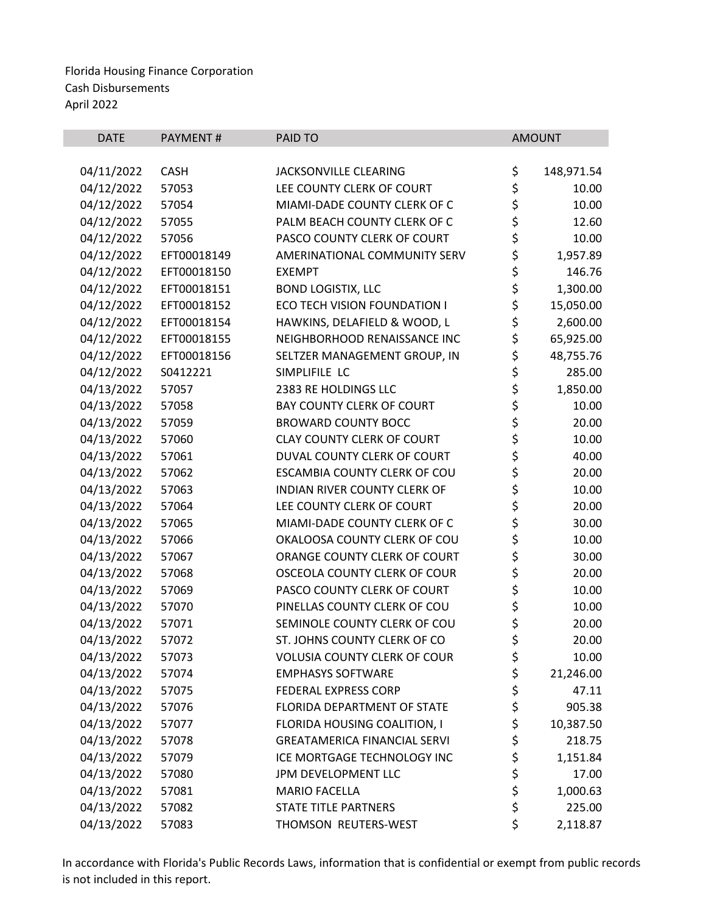Florida Housing Finance Corporation
Cash Disbursements
April 2022

| DATE | PAYMENT # | PAID TO | AMOUNT |
|---|---|---|---|
| 04/11/2022 | CASH | JACKSONVILLE CLEARING | $ 148,971.54 |
| 04/12/2022 | 57053 | LEE COUNTY CLERK OF COURT | $ 10.00 |
| 04/12/2022 | 57054 | MIAMI-DADE COUNTY CLERK OF C | $ 10.00 |
| 04/12/2022 | 57055 | PALM BEACH COUNTY CLERK OF C | $ 12.60 |
| 04/12/2022 | 57056 | PASCO COUNTY CLERK OF COURT | $ 10.00 |
| 04/12/2022 | EFT00018149 | AMERINATIONAL COMMUNITY SERV | $ 1,957.89 |
| 04/12/2022 | EFT00018150 | EXEMPT | $ 146.76 |
| 04/12/2022 | EFT00018151 | BOND LOGISTIX, LLC | $ 1,300.00 |
| 04/12/2022 | EFT00018152 | ECO TECH VISION FOUNDATION I | $ 15,050.00 |
| 04/12/2022 | EFT00018154 | HAWKINS, DELAFIELD & WOOD, L | $ 2,600.00 |
| 04/12/2022 | EFT00018155 | NEIGHBORHOOD RENAISSANCE INC | $ 65,925.00 |
| 04/12/2022 | EFT00018156 | SELTZER MANAGEMENT GROUP, IN | $ 48,755.76 |
| 04/12/2022 | S0412221 | SIMPLIFILE LC | $ 285.00 |
| 04/13/2022 | 57057 | 2383 RE HOLDINGS LLC | $ 1,850.00 |
| 04/13/2022 | 57058 | BAY COUNTY CLERK OF COURT | $ 10.00 |
| 04/13/2022 | 57059 | BROWARD COUNTY BOCC | $ 20.00 |
| 04/13/2022 | 57060 | CLAY COUNTY CLERK OF COURT | $ 10.00 |
| 04/13/2022 | 57061 | DUVAL COUNTY CLERK OF COURT | $ 40.00 |
| 04/13/2022 | 57062 | ESCAMBIA COUNTY CLERK OF COU | $ 20.00 |
| 04/13/2022 | 57063 | INDIAN RIVER COUNTY CLERK OF | $ 10.00 |
| 04/13/2022 | 57064 | LEE COUNTY CLERK OF COURT | $ 20.00 |
| 04/13/2022 | 57065 | MIAMI-DADE COUNTY CLERK OF C | $ 30.00 |
| 04/13/2022 | 57066 | OKALOOSA COUNTY CLERK OF COU | $ 10.00 |
| 04/13/2022 | 57067 | ORANGE COUNTY CLERK OF COURT | $ 30.00 |
| 04/13/2022 | 57068 | OSCEOLA COUNTY CLERK OF COUR | $ 20.00 |
| 04/13/2022 | 57069 | PASCO COUNTY CLERK OF COURT | $ 10.00 |
| 04/13/2022 | 57070 | PINELLAS COUNTY CLERK OF COU | $ 10.00 |
| 04/13/2022 | 57071 | SEMINOLE COUNTY CLERK OF COU | $ 20.00 |
| 04/13/2022 | 57072 | ST. JOHNS COUNTY CLERK OF CO | $ 20.00 |
| 04/13/2022 | 57073 | VOLUSIA COUNTY CLERK OF COUR | $ 10.00 |
| 04/13/2022 | 57074 | EMPHASYS SOFTWARE | $ 21,246.00 |
| 04/13/2022 | 57075 | FEDERAL EXPRESS CORP | $ 47.11 |
| 04/13/2022 | 57076 | FLORIDA DEPARTMENT OF STATE | $ 905.38 |
| 04/13/2022 | 57077 | FLORIDA HOUSING COALITION, I | $ 10,387.50 |
| 04/13/2022 | 57078 | GREATAMERICA FINANCIAL SERVI | $ 218.75 |
| 04/13/2022 | 57079 | ICE MORTGAGE TECHNOLOGY INC | $ 1,151.84 |
| 04/13/2022 | 57080 | JPM DEVELOPMENT LLC | $ 17.00 |
| 04/13/2022 | 57081 | MARIO FACELLA | $ 1,000.63 |
| 04/13/2022 | 57082 | STATE TITLE PARTNERS | $ 225.00 |
| 04/13/2022 | 57083 | THOMSON REUTERS-WEST | $ 2,118.87 |

In accordance with Florida's Public Records Laws, information that is confidential or exempt from public records is not included in this report.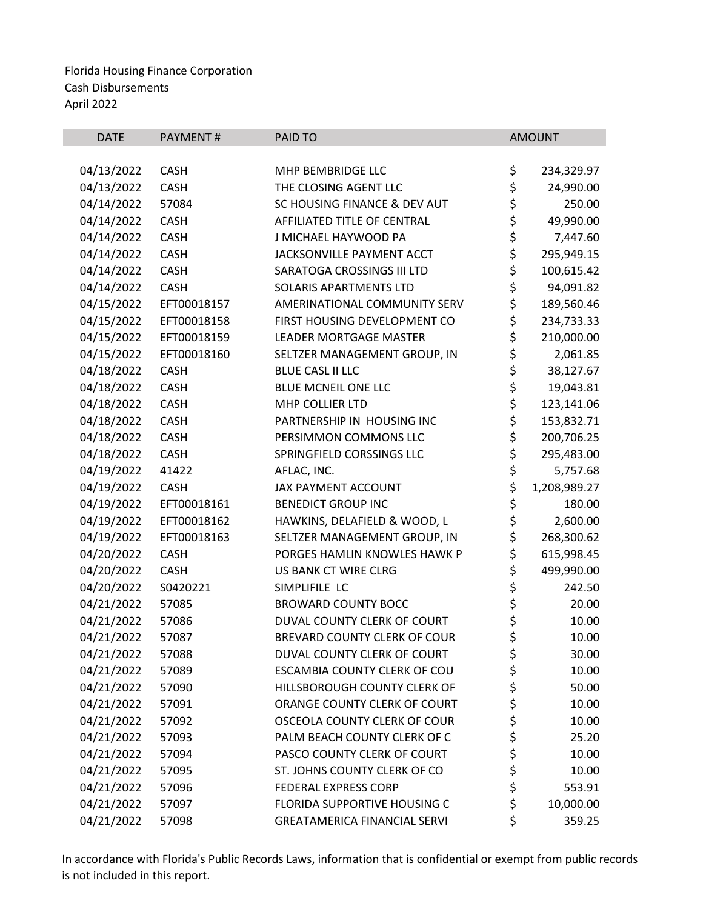Florida Housing Finance Corporation
Cash Disbursements
April 2022

| DATE | PAYMENT # | PAID TO | AMOUNT |
|---|---|---|---|
| 04/13/2022 | CASH | MHP BEMBRIDGE LLC | $ 234,329.97 |
| 04/13/2022 | CASH | THE CLOSING AGENT LLC | $ 24,990.00 |
| 04/14/2022 | 57084 | SC HOUSING FINANCE & DEV AUT | $ 250.00 |
| 04/14/2022 | CASH | AFFILIATED TITLE OF CENTRAL | $ 49,990.00 |
| 04/14/2022 | CASH | J MICHAEL HAYWOOD PA | $ 7,447.60 |
| 04/14/2022 | CASH | JACKSONVILLE PAYMENT ACCT | $ 295,949.15 |
| 04/14/2022 | CASH | SARATOGA CROSSINGS III LTD | $ 100,615.42 |
| 04/14/2022 | CASH | SOLARIS APARTMENTS LTD | $ 94,091.82 |
| 04/15/2022 | EFT00018157 | AMERINATIONAL COMMUNITY SERV | $ 189,560.46 |
| 04/15/2022 | EFT00018158 | FIRST HOUSING DEVELOPMENT CO | $ 234,733.33 |
| 04/15/2022 | EFT00018159 | LEADER MORTGAGE MASTER | $ 210,000.00 |
| 04/15/2022 | EFT00018160 | SELTZER MANAGEMENT GROUP, IN | $ 2,061.85 |
| 04/18/2022 | CASH | BLUE CASL II LLC | $ 38,127.67 |
| 04/18/2022 | CASH | BLUE MCNEIL ONE LLC | $ 19,043.81 |
| 04/18/2022 | CASH | MHP COLLIER LTD | $ 123,141.06 |
| 04/18/2022 | CASH | PARTNERSHIP IN HOUSING INC | $ 153,832.71 |
| 04/18/2022 | CASH | PERSIMMON COMMONS LLC | $ 200,706.25 |
| 04/18/2022 | CASH | SPRINGFIELD CORSSINGS LLC | $ 295,483.00 |
| 04/19/2022 | 41422 | AFLAC, INC. | $ 5,757.68 |
| 04/19/2022 | CASH | JAX PAYMENT ACCOUNT | $ 1,208,989.27 |
| 04/19/2022 | EFT00018161 | BENEDICT GROUP INC | $ 180.00 |
| 04/19/2022 | EFT00018162 | HAWKINS, DELAFIELD & WOOD, L | $ 2,600.00 |
| 04/19/2022 | EFT00018163 | SELTZER MANAGEMENT GROUP, IN | $ 268,300.62 |
| 04/20/2022 | CASH | PORGES HAMLIN KNOWLES HAWK P | $ 615,998.45 |
| 04/20/2022 | CASH | US BANK CT WIRE CLRG | $ 499,990.00 |
| 04/20/2022 | S0420221 | SIMPLIFILE LC | $ 242.50 |
| 04/21/2022 | 57085 | BROWARD COUNTY BOCC | $ 20.00 |
| 04/21/2022 | 57086 | DUVAL COUNTY CLERK OF COURT | $ 10.00 |
| 04/21/2022 | 57087 | BREVARD COUNTY CLERK OF COUR | $ 10.00 |
| 04/21/2022 | 57088 | DUVAL COUNTY CLERK OF COURT | $ 30.00 |
| 04/21/2022 | 57089 | ESCAMBIA COUNTY CLERK OF COU | $ 10.00 |
| 04/21/2022 | 57090 | HILLSBOROUGH COUNTY CLERK OF | $ 50.00 |
| 04/21/2022 | 57091 | ORANGE COUNTY CLERK OF COURT | $ 10.00 |
| 04/21/2022 | 57092 | OSCEOLA COUNTY CLERK OF COUR | $ 10.00 |
| 04/21/2022 | 57093 | PALM BEACH COUNTY CLERK OF C | $ 25.20 |
| 04/21/2022 | 57094 | PASCO COUNTY CLERK OF COURT | $ 10.00 |
| 04/21/2022 | 57095 | ST. JOHNS COUNTY CLERK OF CO | $ 10.00 |
| 04/21/2022 | 57096 | FEDERAL EXPRESS CORP | $ 553.91 |
| 04/21/2022 | 57097 | FLORIDA SUPPORTIVE HOUSING C | $ 10,000.00 |
| 04/21/2022 | 57098 | GREATAMERICA FINANCIAL SERVI | $ 359.25 |

In accordance with Florida's Public Records Laws, information that is confidential or exempt from public records is not included in this report.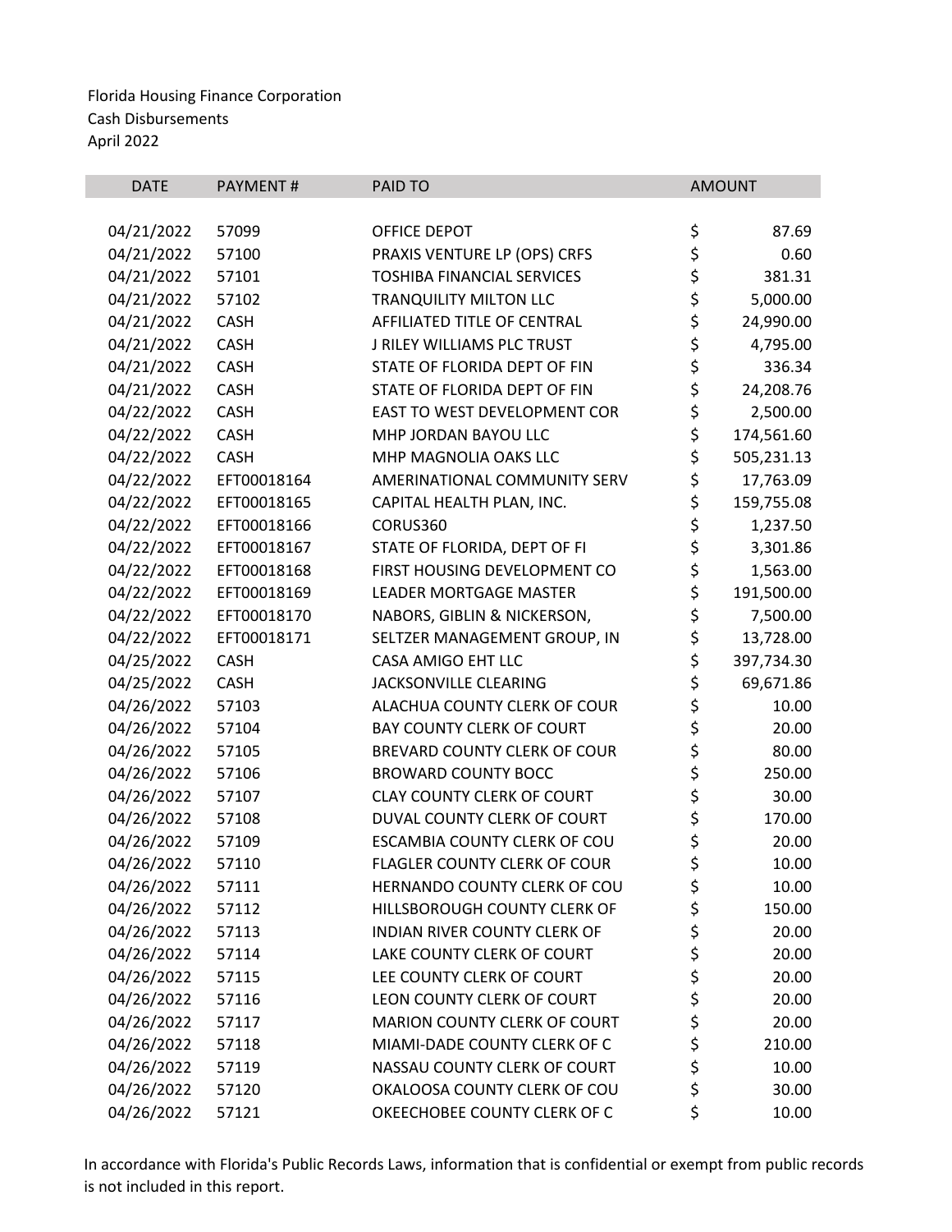Florida Housing Finance Corporation
Cash Disbursements
April 2022

| DATE | PAYMENT # | PAID TO | AMOUNT |
| --- | --- | --- | --- |
| 04/21/2022 | 57099 | OFFICE DEPOT | $ 87.69 |
| 04/21/2022 | 57100 | PRAXIS VENTURE LP (OPS) CRFS | $ 0.60 |
| 04/21/2022 | 57101 | TOSHIBA FINANCIAL SERVICES | $ 381.31 |
| 04/21/2022 | 57102 | TRANQUILITY MILTON LLC | $ 5,000.00 |
| 04/21/2022 | CASH | AFFILIATED TITLE OF CENTRAL | $ 24,990.00 |
| 04/21/2022 | CASH | J RILEY WILLIAMS PLC TRUST | $ 4,795.00 |
| 04/21/2022 | CASH | STATE OF FLORIDA DEPT OF FIN | $ 336.34 |
| 04/21/2022 | CASH | STATE OF FLORIDA DEPT OF FIN | $ 24,208.76 |
| 04/22/2022 | CASH | EAST TO WEST DEVELOPMENT COR | $ 2,500.00 |
| 04/22/2022 | CASH | MHP JORDAN BAYOU LLC | $ 174,561.60 |
| 04/22/2022 | CASH | MHP MAGNOLIA OAKS LLC | $ 505,231.13 |
| 04/22/2022 | EFT00018164 | AMERINATIONAL COMMUNITY SERV | $ 17,763.09 |
| 04/22/2022 | EFT00018165 | CAPITAL HEALTH PLAN, INC. | $ 159,755.08 |
| 04/22/2022 | EFT00018166 | CORUS360 | $ 1,237.50 |
| 04/22/2022 | EFT00018167 | STATE OF FLORIDA, DEPT OF FI | $ 3,301.86 |
| 04/22/2022 | EFT00018168 | FIRST HOUSING DEVELOPMENT CO | $ 1,563.00 |
| 04/22/2022 | EFT00018169 | LEADER MORTGAGE MASTER | $ 191,500.00 |
| 04/22/2022 | EFT00018170 | NABORS, GIBLIN & NICKERSON, | $ 7,500.00 |
| 04/22/2022 | EFT00018171 | SELTZER MANAGEMENT GROUP, IN | $ 13,728.00 |
| 04/25/2022 | CASH | CASA AMIGO EHT LLC | $ 397,734.30 |
| 04/25/2022 | CASH | JACKSONVILLE CLEARING | $ 69,671.86 |
| 04/26/2022 | 57103 | ALACHUA COUNTY CLERK OF COUR | $ 10.00 |
| 04/26/2022 | 57104 | BAY COUNTY CLERK OF COURT | $ 20.00 |
| 04/26/2022 | 57105 | BREVARD COUNTY CLERK OF COUR | $ 80.00 |
| 04/26/2022 | 57106 | BROWARD COUNTY BOCC | $ 250.00 |
| 04/26/2022 | 57107 | CLAY COUNTY CLERK OF COURT | $ 30.00 |
| 04/26/2022 | 57108 | DUVAL COUNTY CLERK OF COURT | $ 170.00 |
| 04/26/2022 | 57109 | ESCAMBIA COUNTY CLERK OF COU | $ 20.00 |
| 04/26/2022 | 57110 | FLAGLER COUNTY CLERK OF COUR | $ 10.00 |
| 04/26/2022 | 57111 | HERNANDO COUNTY CLERK OF COU | $ 10.00 |
| 04/26/2022 | 57112 | HILLSBOROUGH COUNTY CLERK OF | $ 150.00 |
| 04/26/2022 | 57113 | INDIAN RIVER COUNTY CLERK OF | $ 20.00 |
| 04/26/2022 | 57114 | LAKE COUNTY CLERK OF COURT | $ 20.00 |
| 04/26/2022 | 57115 | LEE COUNTY CLERK OF COURT | $ 20.00 |
| 04/26/2022 | 57116 | LEON COUNTY CLERK OF COURT | $ 20.00 |
| 04/26/2022 | 57117 | MARION COUNTY CLERK OF COURT | $ 20.00 |
| 04/26/2022 | 57118 | MIAMI-DADE COUNTY CLERK OF C | $ 210.00 |
| 04/26/2022 | 57119 | NASSAU COUNTY CLERK OF COURT | $ 10.00 |
| 04/26/2022 | 57120 | OKALOOSA COUNTY CLERK OF COU | $ 30.00 |
| 04/26/2022 | 57121 | OKEECHOBEE COUNTY CLERK OF C | $ 10.00 |

In accordance with Florida's Public Records Laws, information that is confidential or exempt from public records is not included in this report.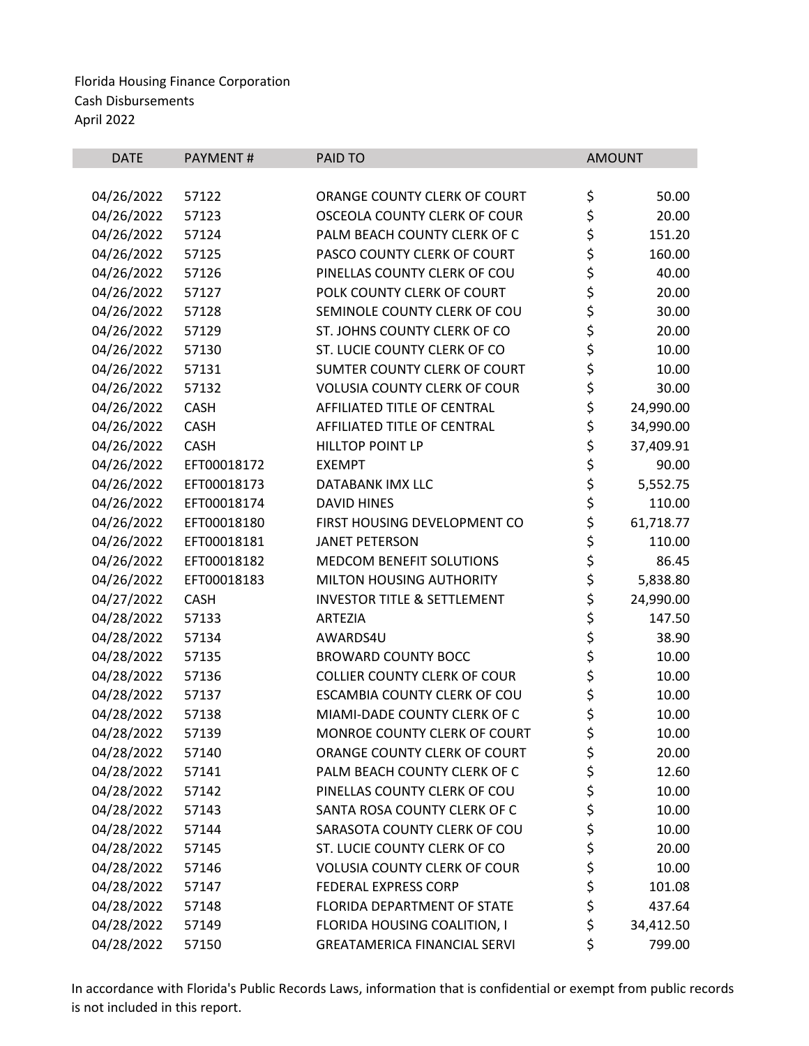Florida Housing Finance Corporation
Cash Disbursements
April 2022

| DATE | PAYMENT # | PAID TO | AMOUNT |
|---|---|---|---|
| 04/26/2022 | 57122 | ORANGE COUNTY CLERK OF COURT | $ 50.00 |
| 04/26/2022 | 57123 | OSCEOLA COUNTY CLERK OF COUR | $ 20.00 |
| 04/26/2022 | 57124 | PALM BEACH COUNTY CLERK OF C | $ 151.20 |
| 04/26/2022 | 57125 | PASCO COUNTY CLERK OF COURT | $ 160.00 |
| 04/26/2022 | 57126 | PINELLAS COUNTY CLERK OF COU | $ 40.00 |
| 04/26/2022 | 57127 | POLK COUNTY CLERK OF COURT | $ 20.00 |
| 04/26/2022 | 57128 | SEMINOLE COUNTY CLERK OF COU | $ 30.00 |
| 04/26/2022 | 57129 | ST. JOHNS COUNTY CLERK OF CO | $ 20.00 |
| 04/26/2022 | 57130 | ST. LUCIE COUNTY CLERK OF CO | $ 10.00 |
| 04/26/2022 | 57131 | SUMTER COUNTY CLERK OF COURT | $ 10.00 |
| 04/26/2022 | 57132 | VOLUSIA COUNTY CLERK OF COUR | $ 30.00 |
| 04/26/2022 | CASH | AFFILIATED TITLE OF CENTRAL | $ 24,990.00 |
| 04/26/2022 | CASH | AFFILIATED TITLE OF CENTRAL | $ 34,990.00 |
| 04/26/2022 | CASH | HILLTOP POINT LP | $ 37,409.91 |
| 04/26/2022 | EFT00018172 | EXEMPT | $ 90.00 |
| 04/26/2022 | EFT00018173 | DATABANK IMX LLC | $ 5,552.75 |
| 04/26/2022 | EFT00018174 | DAVID HINES | $ 110.00 |
| 04/26/2022 | EFT00018180 | FIRST HOUSING DEVELOPMENT CO | $ 61,718.77 |
| 04/26/2022 | EFT00018181 | JANET PETERSON | $ 110.00 |
| 04/26/2022 | EFT00018182 | MEDCOM BENEFIT SOLUTIONS | $ 86.45 |
| 04/26/2022 | EFT00018183 | MILTON HOUSING AUTHORITY | $ 5,838.80 |
| 04/27/2022 | CASH | INVESTOR TITLE & SETTLEMENT | $ 24,990.00 |
| 04/28/2022 | 57133 | ARTEZIA | $ 147.50 |
| 04/28/2022 | 57134 | AWARDS4U | $ 38.90 |
| 04/28/2022 | 57135 | BROWARD COUNTY BOCC | $ 10.00 |
| 04/28/2022 | 57136 | COLLIER COUNTY CLERK OF COUR | $ 10.00 |
| 04/28/2022 | 57137 | ESCAMBIA COUNTY CLERK OF COU | $ 10.00 |
| 04/28/2022 | 57138 | MIAMI-DADE COUNTY CLERK OF C | $ 10.00 |
| 04/28/2022 | 57139 | MONROE COUNTY CLERK OF COURT | $ 10.00 |
| 04/28/2022 | 57140 | ORANGE COUNTY CLERK OF COURT | $ 20.00 |
| 04/28/2022 | 57141 | PALM BEACH COUNTY CLERK OF C | $ 12.60 |
| 04/28/2022 | 57142 | PINELLAS COUNTY CLERK OF COU | $ 10.00 |
| 04/28/2022 | 57143 | SANTA ROSA COUNTY CLERK OF C | $ 10.00 |
| 04/28/2022 | 57144 | SARASOTA COUNTY CLERK OF COU | $ 10.00 |
| 04/28/2022 | 57145 | ST. LUCIE COUNTY CLERK OF CO | $ 20.00 |
| 04/28/2022 | 57146 | VOLUSIA COUNTY CLERK OF COUR | $ 10.00 |
| 04/28/2022 | 57147 | FEDERAL EXPRESS CORP | $ 101.08 |
| 04/28/2022 | 57148 | FLORIDA DEPARTMENT OF STATE | $ 437.64 |
| 04/28/2022 | 57149 | FLORIDA HOUSING COALITION, I | $ 34,412.50 |
| 04/28/2022 | 57150 | GREATAMERICA FINANCIAL SERVI | $ 799.00 |

In accordance with Florida's Public Records Laws, information that is confidential or exempt from public records is not included in this report.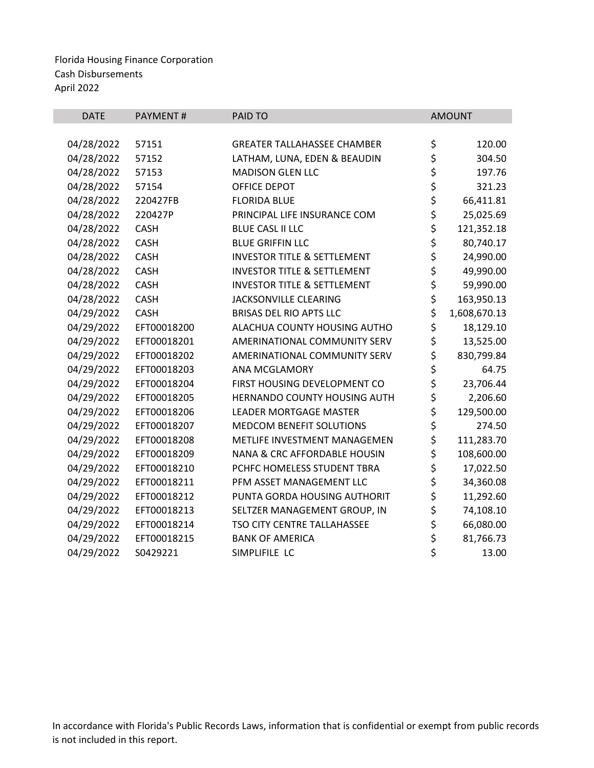Florida Housing Finance Corporation
Cash Disbursements
April 2022

| DATE | PAYMENT # | PAID TO | AMOUNT |
|---|---|---|---|
| 04/28/2022 | 57151 | GREATER TALLAHASSEE CHAMBER | $ 120.00 |
| 04/28/2022 | 57152 | LATHAM, LUNA, EDEN & BEAUDIN | $ 304.50 |
| 04/28/2022 | 57153 | MADISON GLEN LLC | $ 197.76 |
| 04/28/2022 | 57154 | OFFICE DEPOT | $ 321.23 |
| 04/28/2022 | 220427FB | FLORIDA BLUE | $ 66,411.81 |
| 04/28/2022 | 220427P | PRINCIPAL LIFE INSURANCE COM | $ 25,025.69 |
| 04/28/2022 | CASH | BLUE CASL II LLC | $ 121,352.18 |
| 04/28/2022 | CASH | BLUE GRIFFIN LLC | $ 80,740.17 |
| 04/28/2022 | CASH | INVESTOR TITLE & SETTLEMENT | $ 24,990.00 |
| 04/28/2022 | CASH | INVESTOR TITLE & SETTLEMENT | $ 49,990.00 |
| 04/28/2022 | CASH | INVESTOR TITLE & SETTLEMENT | $ 59,990.00 |
| 04/28/2022 | CASH | JACKSONVILLE CLEARING | $ 163,950.13 |
| 04/29/2022 | CASH | BRISAS DEL RIO APTS LLC | $ 1,608,670.13 |
| 04/29/2022 | EFT00018200 | ALACHUA COUNTY HOUSING AUTHO | $ 18,129.10 |
| 04/29/2022 | EFT00018201 | AMERINATIONAL COMMUNITY SERV | $ 13,525.00 |
| 04/29/2022 | EFT00018202 | AMERINATIONAL COMMUNITY SERV | $ 830,799.84 |
| 04/29/2022 | EFT00018203 | ANA MCGLAMORY | $ 64.75 |
| 04/29/2022 | EFT00018204 | FIRST HOUSING DEVELOPMENT CO | $ 23,706.44 |
| 04/29/2022 | EFT00018205 | HERNANDO COUNTY HOUSING AUTH | $ 2,206.60 |
| 04/29/2022 | EFT00018206 | LEADER MORTGAGE MASTER | $ 129,500.00 |
| 04/29/2022 | EFT00018207 | MEDCOM BENEFIT SOLUTIONS | $ 274.50 |
| 04/29/2022 | EFT00018208 | METLIFE INVESTMENT MANAGEMEN | $ 111,283.70 |
| 04/29/2022 | EFT00018209 | NANA & CRC AFFORDABLE HOUSIN | $ 108,600.00 |
| 04/29/2022 | EFT00018210 | PCHFC HOMELESS STUDENT TBRA | $ 17,022.50 |
| 04/29/2022 | EFT00018211 | PFM ASSET MANAGEMENT LLC | $ 34,360.08 |
| 04/29/2022 | EFT00018212 | PUNTA GORDA HOUSING AUTHORIT | $ 11,292.60 |
| 04/29/2022 | EFT00018213 | SELTZER MANAGEMENT GROUP, IN | $ 74,108.10 |
| 04/29/2022 | EFT00018214 | TSO CITY CENTRE TALLAHASSEE | $ 66,080.00 |
| 04/29/2022 | EFT00018215 | BANK OF AMERICA | $ 81,766.73 |
| 04/29/2022 | S0429221 | SIMPLIFILE LC | $ 13.00 |

In accordance with Florida's Public Records Laws, information that is confidential or exempt from public records is not included in this report.